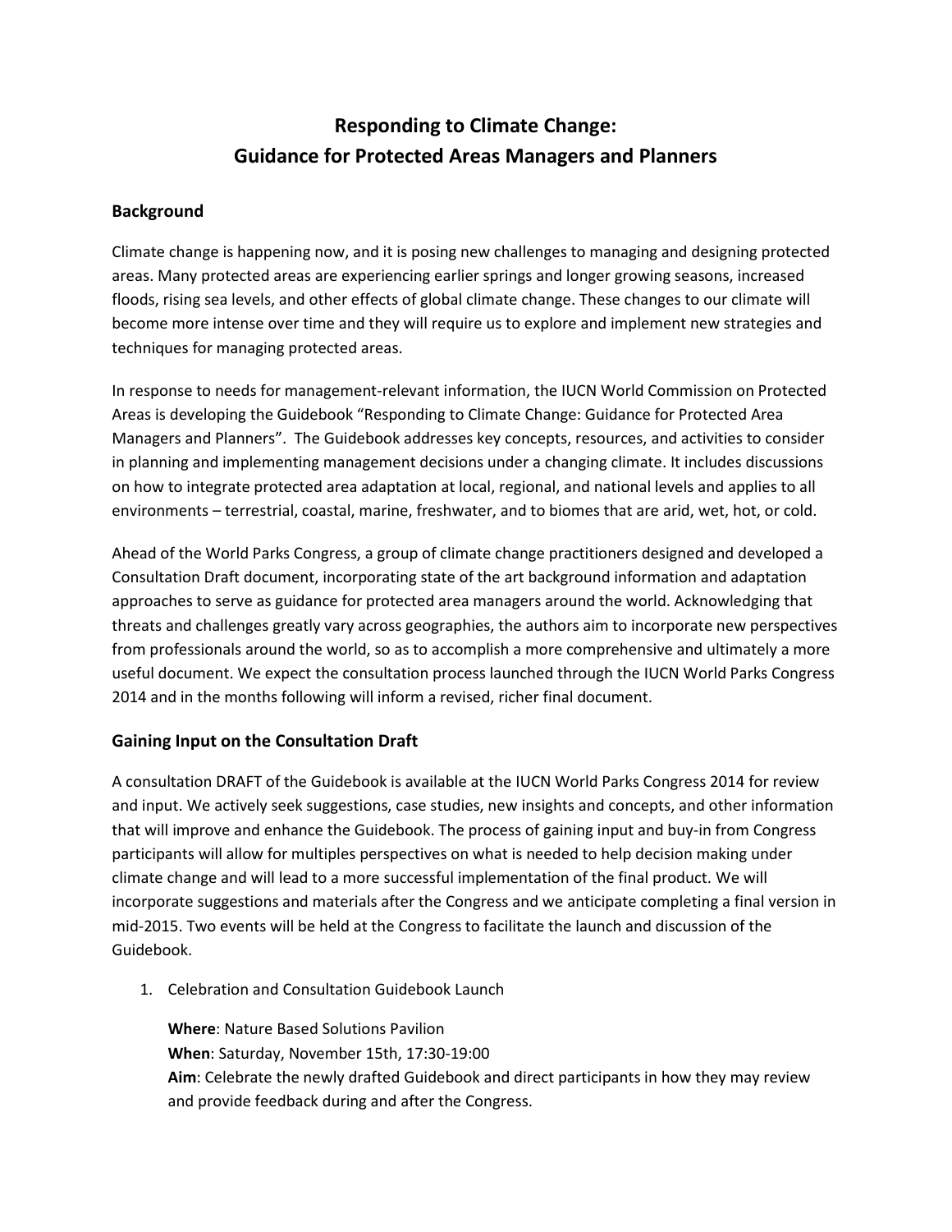# Responding to Climate Change:
# Guidance for Protected Areas Managers and Planners

## Background

Climate change is happening now, and it is posing new challenges to managing and designing protected areas. Many protected areas are experiencing earlier springs and longer growing seasons, increased floods, rising sea levels, and other effects of global climate change. These changes to our climate will become more intense over time and they will require us to explore and implement new strategies and techniques for managing protected areas.

In response to needs for management-relevant information, the IUCN World Commission on Protected Areas is developing the Guidebook "Responding to Climate Change: Guidance for Protected Area Managers and Planners". The Guidebook addresses key concepts, resources, and activities to consider in planning and implementing management decisions under a changing climate. It includes discussions on how to integrate protected area adaptation at local, regional, and national levels and applies to all environments – terrestrial, coastal, marine, freshwater, and to biomes that are arid, wet, hot, or cold.

Ahead of the World Parks Congress, a group of climate change practitioners designed and developed a Consultation Draft document, incorporating state of the art background information and adaptation approaches to serve as guidance for protected area managers around the world. Acknowledging that threats and challenges greatly vary across geographies, the authors aim to incorporate new perspectives from professionals around the world, so as to accomplish a more comprehensive and ultimately a more useful document. We expect the consultation process launched through the IUCN World Parks Congress 2014 and in the months following will inform a revised, richer final document.

## Gaining Input on the Consultation Draft

A consultation DRAFT of the Guidebook is available at the IUCN World Parks Congress 2014 for review and input. We actively seek suggestions, case studies, new insights and concepts, and other information that will improve and enhance the Guidebook. The process of gaining input and buy-in from Congress participants will allow for multiples perspectives on what is needed to help decision making under climate change and will lead to a more successful implementation of the final product. We will incorporate suggestions and materials after the Congress and we anticipate completing a final version in mid-2015. Two events will be held at the Congress to facilitate the launch and discussion of the Guidebook.

1. Celebration and Consultation Guidebook Launch

   **Where**: Nature Based Solutions Pavilion
   **When**: Saturday, November 15th, 17:30-19:00
   **Aim**: Celebrate the newly drafted Guidebook and direct participants in how they may review and provide feedback during and after the Congress.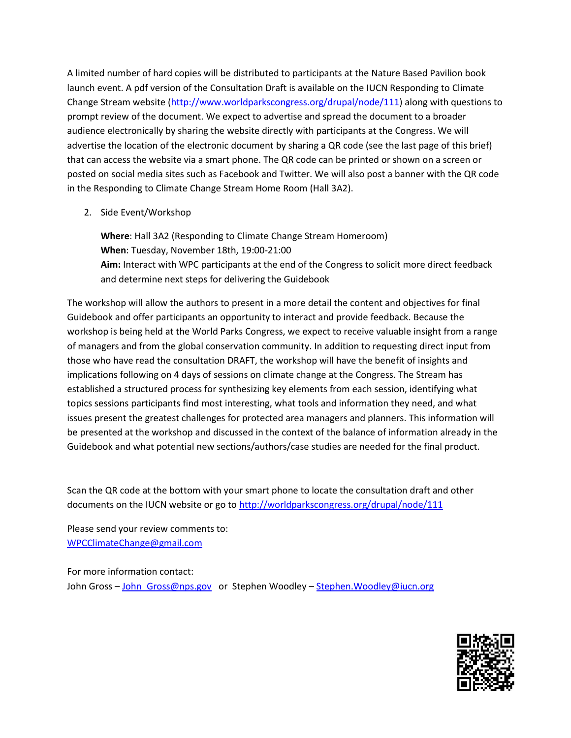A limited number of hard copies will be distributed to participants at the Nature Based Pavilion book launch event. A pdf version of the Consultation Draft is available on the IUCN Responding to Climate Change Stream website (http://www.worldparkscongress.org/drupal/node/111) along with questions to prompt review of the document. We expect to advertise and spread the document to a broader audience electronically by sharing the website directly with participants at the Congress. We will advertise the location of the electronic document by sharing a QR code (see the last page of this brief) that can access the website via a smart phone. The QR code can be printed or shown on a screen or posted on social media sites such as Facebook and Twitter. We will also post a banner with the QR code in the Responding to Climate Change Stream Home Room (Hall 3A2).

2. Side Event/Workshop

   **Where**: Hall 3A2 (Responding to Climate Change Stream Homeroom)
   **When**: Tuesday, November 18th, 19:00-21:00
   **Aim:** Interact with WPC participants at the end of the Congress to solicit more direct feedback and determine next steps for delivering the Guidebook

The workshop will allow the authors to present in a more detail the content and objectives for final Guidebook and offer participants an opportunity to interact and provide feedback. Because the workshop is being held at the World Parks Congress, we expect to receive valuable insight from a range of managers and from the global conservation community. In addition to requesting direct input from those who have read the consultation DRAFT, the workshop will have the benefit of insights and implications following on 4 days of sessions on climate change at the Congress. The Stream has established a structured process for synthesizing key elements from each session, identifying what topics sessions participants find most interesting, what tools and information they need, and what issues present the greatest challenges for protected area managers and planners. This information will be presented at the workshop and discussed in the context of the balance of information already in the Guidebook and what potential new sections/authors/case studies are needed for the final product.

Scan the QR code at the bottom with your smart phone to locate the consultation draft and other documents on the IUCN website or go to http://worldparkscongress.org/drupal/node/111

Please send your review comments to:
WPCClimateChange@gmail.com

For more information contact:
John Gross – John_Gross@nps.gov or Stephen Woodley – Stephen.Woodley@iucn.org